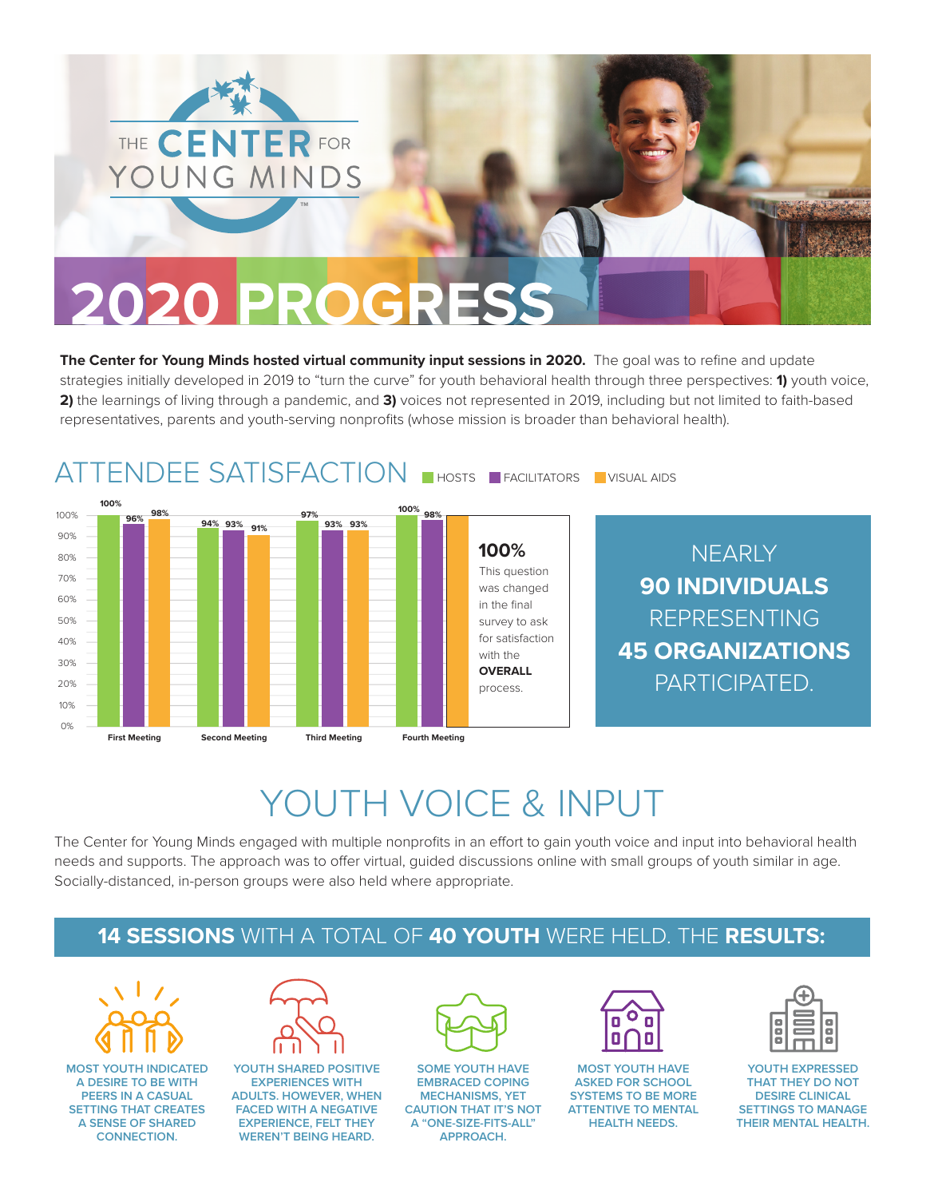THE CENTER FOR YOUNG MINDS

# 2020 PROGRESS

**The Center for Young Minds hosted virtual community input sessions in 2020.** The goal was to refine and update strategies initially developed in 2019 to "turn the curve" for youth behavioral health through three perspectives: **1)** youth voice, **2)** the learnings of living through a pandemic, and **3)** voices not represented in 2019, including but not limited to faith-based representatives, parents and youth-serving nonprofits (whose mission is broader than behavioral health).

## ATTENDEE SATISFACTION

| | Hosts | Facilitators | Visual Aids |
|---|---|---|---|
| First Meeting | 100% | 96% | 98% |
| Second Meeting | 94% | 93% | 91% |
| Third Meeting | 97% | 93% | 93% |
| Fourth Meeting | 100% | 98% | 100% |

**100%** This question was changed in the final survey to ask for satisfaction with the **OVERALL** process.

NEARLY **90 INDIVIDUALS** REPRESENTING **45 ORGANIZATIONS** PARTICIPATED.

## YOUTH VOICE & INPUT

The Center for Young Minds engaged with multiple nonprofits in an effort to gain youth voice and input into behavioral health needs and supports. The approach was to offer virtual, guided discussions online with small groups of youth similar in age. Socially-distanced, in-person groups were also held where appropriate.

### 14 SESSIONS WITH A TOTAL OF 40 YOUTH WERE HELD. THE RESULTS:

- MOST YOUTH INDICATED A DESIRE TO BE WITH PEERS IN A CASUAL SETTING THAT CREATES A SENSE OF SHARED CONNECTION.
- YOUTH SHARED POSITIVE EXPERIENCES WITH ADULTS. HOWEVER, WHEN FACED WITH A NEGATIVE EXPERIENCE, FELT THEY WEREN'T BEING HEARD.
- SOME YOUTH HAVE EMBRACED COPING MECHANISMS, YET CAUTION THAT IT'S NOT A "ONE-SIZE-FITS-ALL" APPROACH.
- MOST YOUTH HAVE ASKED FOR SCHOOL SYSTEMS TO BE MORE ATTENTIVE TO MENTAL HEALTH NEEDS.
- YOUTH EXPRESSED THAT THEY DO NOT DESIRE CLINICAL SETTINGS TO MANAGE THEIR MENTAL HEALTH.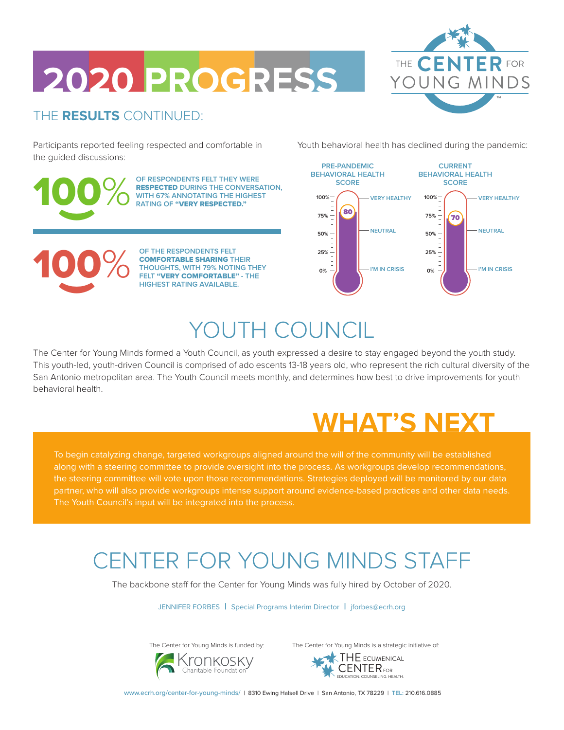# 2020 PROGRESS

THE CENTER FOR YOUNG MINDS

## THE **RESULTS** CONTINUED:

Participants reported feeling respected and comfortable in the guided discussions:

**100%** OF RESPONDENTS FELT THEY WERE **RESPECTED** DURING THE CONVERSATION, WITH 67% ANNOTATING THE HIGHEST RATING OF **"VERY RESPECTED."**

**100%** OF THE RESPONDENTS FELT **COMFORTABLE SHARING** THEIR THOUGHTS, WITH 79% NOTING THEY FELT **"VERY COMFORTABLE"** - THE HIGHEST RATING AVAILABLE.

Youth behavioral health has declined during the pandemic:

PRE-PANDEMIC BEHAVIORAL HEALTH SCORE

100%
75%
50%
25%
0%
80
VERY HEALTHY
NEUTRAL
I'M IN CRISIS

CURRENT BEHAVIORAL HEALTH SCORE

100%
75%
50%
25%
0%
70
VERY HEALTHY
NEUTRAL
I'M IN CRISIS

## YOUTH COUNCIL

The Center for Young Minds formed a Youth Council, as youth expressed a desire to stay engaged beyond the youth study. This youth-led, youth-driven Council is comprised of adolescents 13-18 years old, who represent the rich cultural diversity of the San Antonio metropolitan area. The Youth Council meets monthly, and determines how best to drive improvements for youth behavioral health.

## WHAT'S NEXT

To begin catalyzing change, targeted workgroups aligned around the will of the community will be established along with a steering committee to provide oversight into the process. As workgroups develop recommendations, the steering committee will vote upon those recommendations. Strategies deployed will be monitored by our data partner, who will also provide workgroups intense support around evidence-based practices and other data needs. The Youth Council's input will be integrated into the process.

## CENTER FOR YOUNG MINDS STAFF

The backbone staff for the Center for Young Minds was fully hired by October of 2020.

JENNIFER FORBES | Special Programs Interim Director | jforbes@ecrh.org

The Center for Young Minds is funded by: Kronkosky Charitable Foundation

The Center for Young Minds is a strategic initiative of: THE ECUMENICAL CENTER FOR EDUCATION. COUNSELING. HEALTH.

www.ecrh.org/center-for-young-minds/ | 8310 Ewing Halsell Drive | San Antonio, TX 78229 | TEL: 210.616.0885